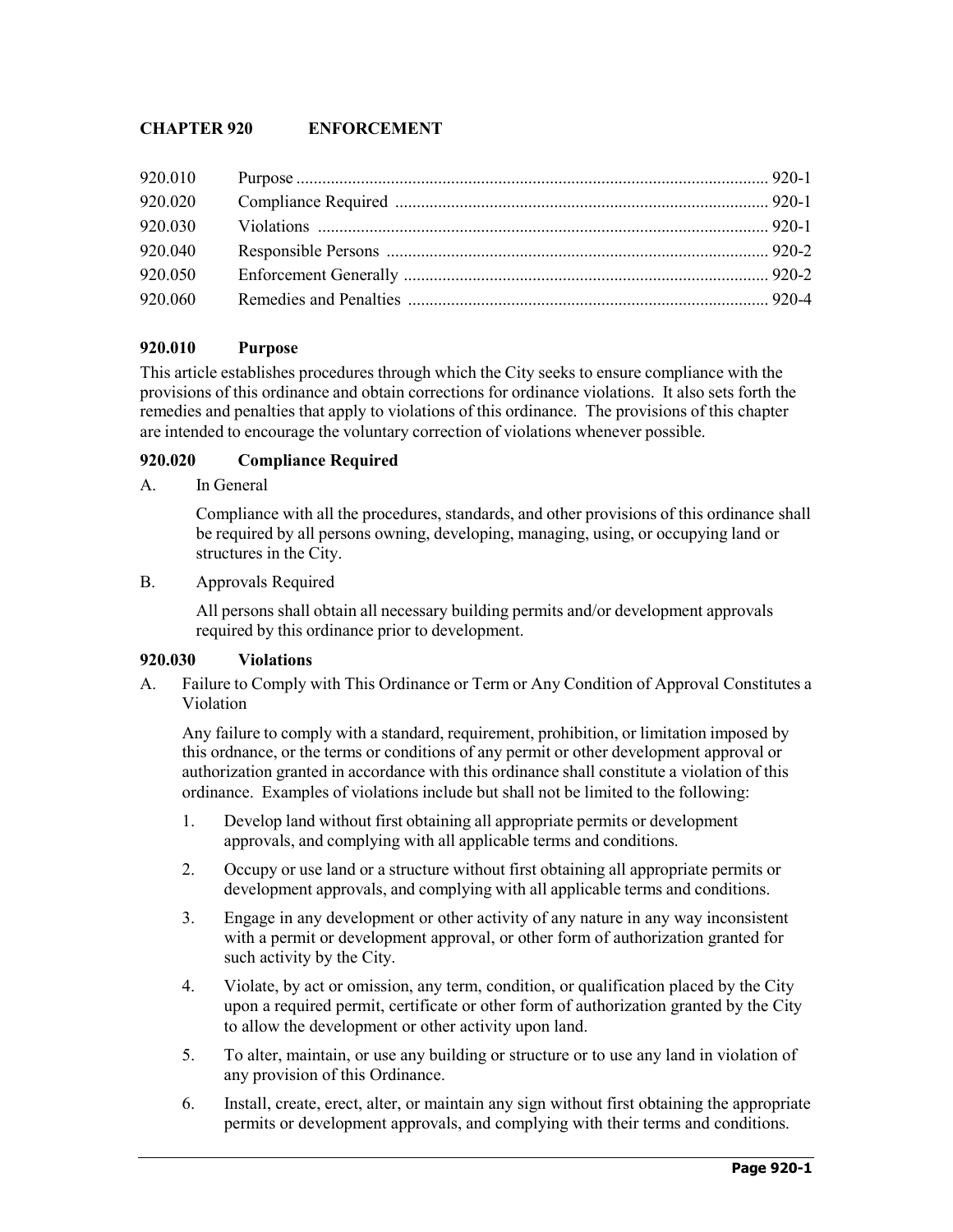# CHAPTER 920 ENFORCEMENT

| | | |
|---|---|---|
| 920.010 | Purpose | 920-1 |
| 920.020 | Compliance Required | 920-1 |
| 920.030 | Violations | 920-1 |
| 920.040 | Responsible Persons | 920-2 |
| 920.050 | Enforcement Generally | 920-2 |
| 920.060 | Remedies and Penalties | 920-4 |

## 920.010 Purpose

This article establishes procedures through which the City seeks to ensure compliance with the provisions of this ordinance and obtain corrections for ordinance violations. It also sets forth the remedies and penalties that apply to violations of this ordinance. The provisions of this chapter are intended to encourage the voluntary correction of violations whenever possible.

## 920.020 Compliance Required

A. In General

Compliance with all the procedures, standards, and other provisions of this ordinance shall be required by all persons owning, developing, managing, using, or occupying land or structures in the City.

B. Approvals Required

All persons shall obtain all necessary building permits and/or development approvals required by this ordinance prior to development.

## 920.030 Violations

A. Failure to Comply with This Ordinance or Term or Any Condition of Approval Constitutes a Violation

Any failure to comply with a standard, requirement, prohibition, or limitation imposed by this ordnance, or the terms or conditions of any permit or other development approval or authorization granted in accordance with this ordinance shall constitute a violation of this ordinance. Examples of violations include but shall not be limited to the following:

1. Develop land without first obtaining all appropriate permits or development approvals, and complying with all applicable terms and conditions.
2. Occupy or use land or a structure without first obtaining all appropriate permits or development approvals, and complying with all applicable terms and conditions.
3. Engage in any development or other activity of any nature in any way inconsistent with a permit or development approval, or other form of authorization granted for such activity by the City.
4. Violate, by act or omission, any term, condition, or qualification placed by the City upon a required permit, certificate or other form of authorization granted by the City to allow the development or other activity upon land.
5. To alter, maintain, or use any building or structure or to use any land in violation of any provision of this Ordinance.
6. Install, create, erect, alter, or maintain any sign without first obtaining the appropriate permits or development approvals, and complying with their terms and conditions.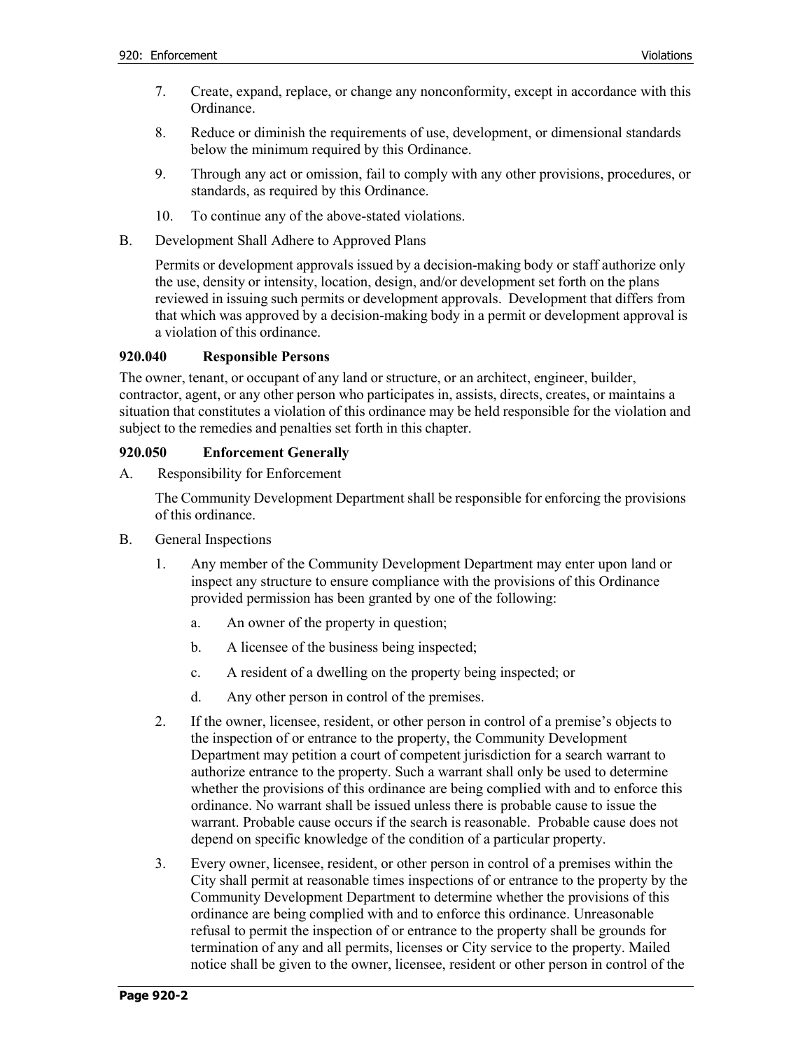7. Create, expand, replace, or change any nonconformity, except in accordance with this Ordinance.

8. Reduce or diminish the requirements of use, development, or dimensional standards below the minimum required by this Ordinance.

9. Through any act or omission, fail to comply with any other provisions, procedures, or standards, as required by this Ordinance.

10. To continue any of the above-stated violations.

B. Development Shall Adhere to Approved Plans

Permits or development approvals issued by a decision-making body or staff authorize only the use, density or intensity, location, design, and/or development set forth on the plans reviewed in issuing such permits or development approvals. Development that differs from that which was approved by a decision-making body in a permit or development approval is a violation of this ordinance.

### 920.040 Responsible Persons

The owner, tenant, or occupant of any land or structure, or an architect, engineer, builder, contractor, agent, or any other person who participates in, assists, directs, creates, or maintains a situation that constitutes a violation of this ordinance may be held responsible for the violation and subject to the remedies and penalties set forth in this chapter.

### 920.050 Enforcement Generally

A. Responsibility for Enforcement

The Community Development Department shall be responsible for enforcing the provisions of this ordinance.

B. General Inspections

1. Any member of the Community Development Department may enter upon land or inspect any structure to ensure compliance with the provisions of this Ordinance provided permission has been granted by one of the following:

   a. An owner of the property in question;

   b. A licensee of the business being inspected;

   c. A resident of a dwelling on the property being inspected; or

   d. Any other person in control of the premises.

2. If the owner, licensee, resident, or other person in control of a premise's objects to the inspection of or entrance to the property, the Community Development Department may petition a court of competent jurisdiction for a search warrant to authorize entrance to the property. Such a warrant shall only be used to determine whether the provisions of this ordinance are being complied with and to enforce this ordinance. No warrant shall be issued unless there is probable cause to issue the warrant. Probable cause occurs if the search is reasonable. Probable cause does not depend on specific knowledge of the condition of a particular property.

3. Every owner, licensee, resident, or other person in control of a premises within the City shall permit at reasonable times inspections of or entrance to the property by the Community Development Department to determine whether the provisions of this ordinance are being complied with and to enforce this ordinance. Unreasonable refusal to permit the inspection of or entrance to the property shall be grounds for termination of any and all permits, licenses or City service to the property. Mailed notice shall be given to the owner, licensee, resident or other person in control of the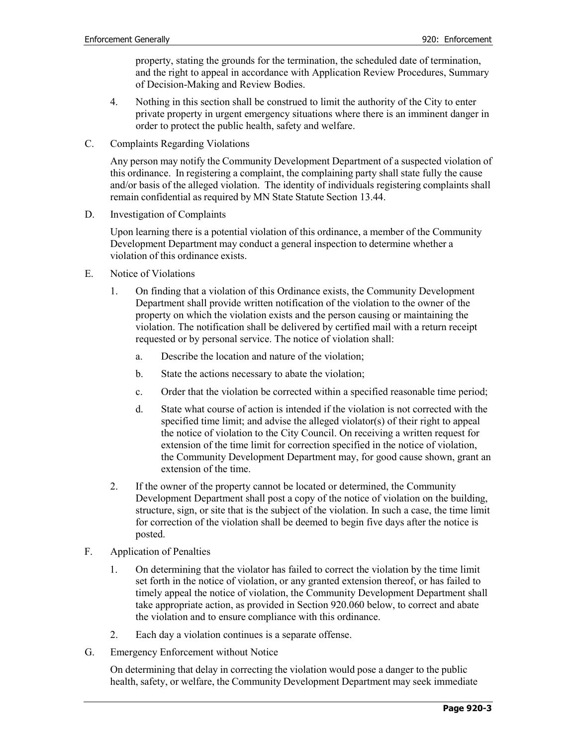property, stating the grounds for the termination, the scheduled date of termination, and the right to appeal in accordance with Application Review Procedures, Summary of Decision-Making and Review Bodies.

4. Nothing in this section shall be construed to limit the authority of the City to enter private property in urgent emergency situations where there is an imminent danger in order to protect the public health, safety and welfare.

C. Complaints Regarding Violations

Any person may notify the Community Development Department of a suspected violation of this ordinance. In registering a complaint, the complaining party shall state fully the cause and/or basis of the alleged violation. The identity of individuals registering complaints shall remain confidential as required by MN State Statute Section 13.44.

D. Investigation of Complaints

Upon learning there is a potential violation of this ordinance, a member of the Community Development Department may conduct a general inspection to determine whether a violation of this ordinance exists.

E. Notice of Violations

1. On finding that a violation of this Ordinance exists, the Community Development Department shall provide written notification of the violation to the owner of the property on which the violation exists and the person causing or maintaining the violation. The notification shall be delivered by certified mail with a return receipt requested or by personal service. The notice of violation shall:

   a. Describe the location and nature of the violation;

   b. State the actions necessary to abate the violation;

   c. Order that the violation be corrected within a specified reasonable time period;

   d. State what course of action is intended if the violation is not corrected with the specified time limit; and advise the alleged violator(s) of their right to appeal the notice of violation to the City Council. On receiving a written request for extension of the time limit for correction specified in the notice of violation, the Community Development Department may, for good cause shown, grant an extension of the time.

2. If the owner of the property cannot be located or determined, the Community Development Department shall post a copy of the notice of violation on the building, structure, sign, or site that is the subject of the violation. In such a case, the time limit for correction of the violation shall be deemed to begin five days after the notice is posted.

F. Application of Penalties

1. On determining that the violator has failed to correct the violation by the time limit set forth in the notice of violation, or any granted extension thereof, or has failed to timely appeal the notice of violation, the Community Development Department shall take appropriate action, as provided in Section 920.060 below, to correct and abate the violation and to ensure compliance with this ordinance.

2. Each day a violation continues is a separate offense.

G. Emergency Enforcement without Notice

On determining that delay in correcting the violation would pose a danger to the public health, safety, or welfare, the Community Development Department may seek immediate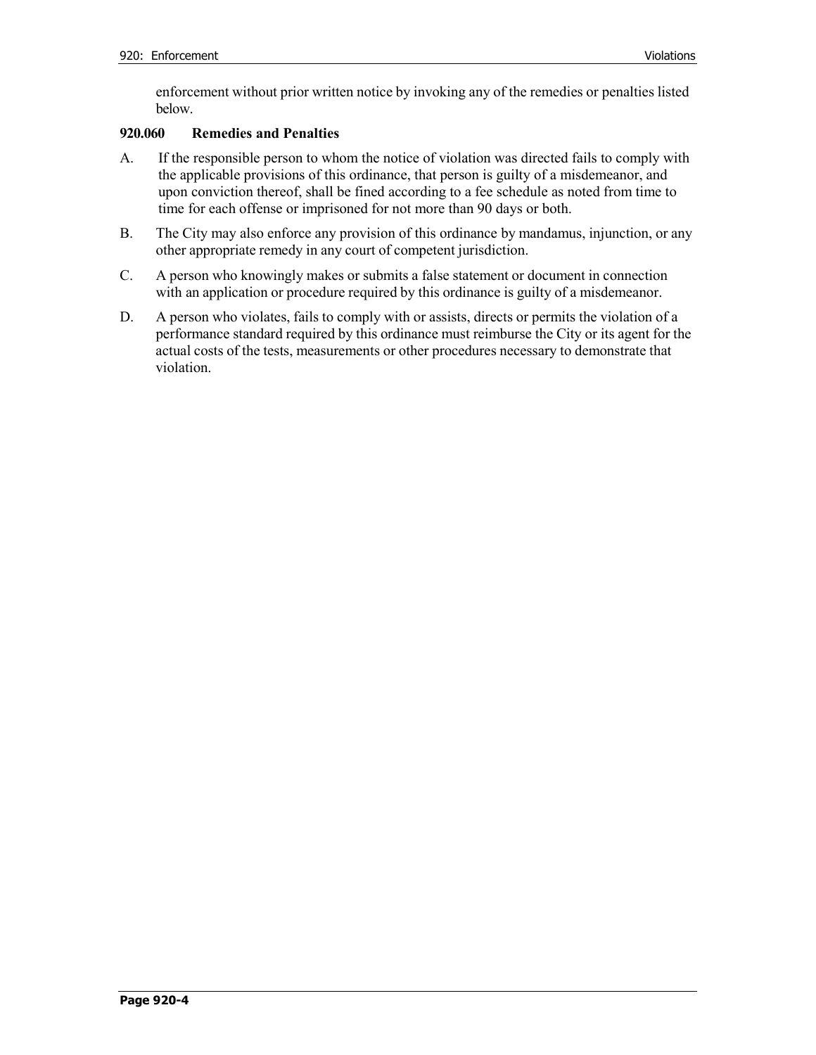enforcement without prior written notice by invoking any of the remedies or penalties listed below.

### 920.060 Remedies and Penalties

A. If the responsible person to whom the notice of violation was directed fails to comply with the applicable provisions of this ordinance, that person is guilty of a misdemeanor, and upon conviction thereof, shall be fined according to a fee schedule as noted from time to time for each offense or imprisoned for not more than 90 days or both.

B. The City may also enforce any provision of this ordinance by mandamus, injunction, or any other appropriate remedy in any court of competent jurisdiction.

C. A person who knowingly makes or submits a false statement or document in connection with an application or procedure required by this ordinance is guilty of a misdemeanor.

D. A person who violates, fails to comply with or assists, directs or permits the violation of a performance standard required by this ordinance must reimburse the City or its agent for the actual costs of the tests, measurements or other procedures necessary to demonstrate that violation.